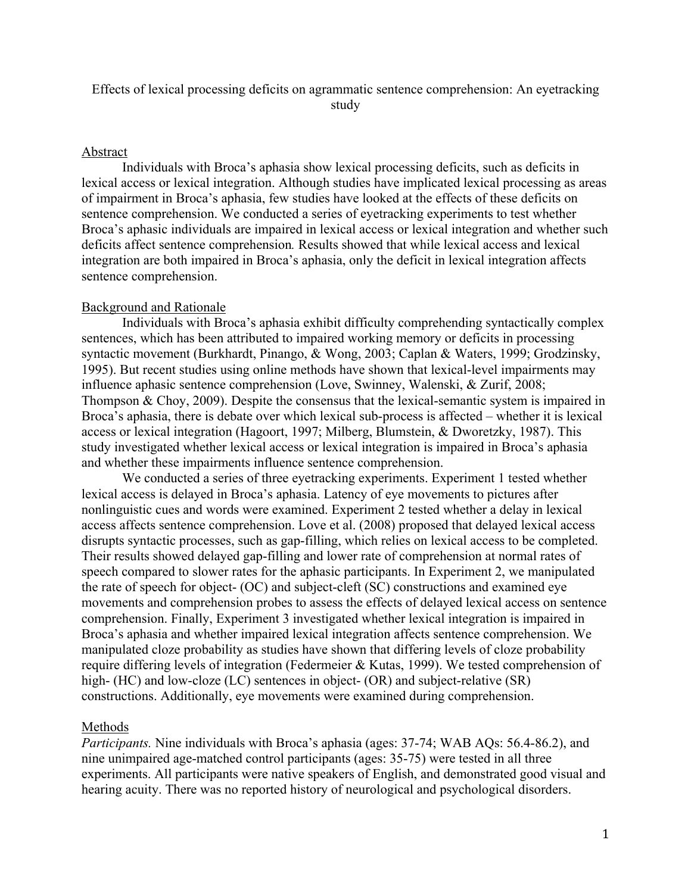# Effects of lexical processing deficits on agrammatic sentence comprehension: An eyetracking study

## Abstract

Individuals with Broca's aphasia show lexical processing deficits, such as deficits in lexical access or lexical integration. Although studies have implicated lexical processing as areas of impairment in Broca's aphasia, few studies have looked at the effects of these deficits on sentence comprehension. We conducted a series of eyetracking experiments to test whether Broca's aphasic individuals are impaired in lexical access or lexical integration and whether such deficits affect sentence comprehension*.* Results showed that while lexical access and lexical integration are both impaired in Broca's aphasia, only the deficit in lexical integration affects sentence comprehension.

## Background and Rationale

Individuals with Broca's aphasia exhibit difficulty comprehending syntactically complex sentences, which has been attributed to impaired working memory or deficits in processing syntactic movement (Burkhardt, Pinango, & Wong, 2003; Caplan & Waters, 1999; Grodzinsky, 1995). But recent studies using online methods have shown that lexical-level impairments may influence aphasic sentence comprehension (Love, Swinney, Walenski, & Zurif, 2008; Thompson & Choy, 2009). Despite the consensus that the lexical-semantic system is impaired in Broca's aphasia, there is debate over which lexical sub-process is affected – whether it is lexical access or lexical integration (Hagoort, 1997; Milberg, Blumstein, & Dworetzky, 1987). This study investigated whether lexical access or lexical integration is impaired in Broca's aphasia and whether these impairments influence sentence comprehension.

We conducted a series of three eyetracking experiments. Experiment 1 tested whether lexical access is delayed in Broca's aphasia. Latency of eye movements to pictures after nonlinguistic cues and words were examined. Experiment 2 tested whether a delay in lexical access affects sentence comprehension. Love et al. (2008) proposed that delayed lexical access disrupts syntactic processes, such as gap-filling, which relies on lexical access to be completed. Their results showed delayed gap-filling and lower rate of comprehension at normal rates of speech compared to slower rates for the aphasic participants. In Experiment 2, we manipulated the rate of speech for object- (OC) and subject-cleft (SC) constructions and examined eye movements and comprehension probes to assess the effects of delayed lexical access on sentence comprehension. Finally, Experiment 3 investigated whether lexical integration is impaired in Broca's aphasia and whether impaired lexical integration affects sentence comprehension. We manipulated cloze probability as studies have shown that differing levels of cloze probability require differing levels of integration (Federmeier & Kutas, 1999). We tested comprehension of high- (HC) and low-cloze (LC) sentences in object- (OR) and subject-relative (SR) constructions. Additionally, eye movements were examined during comprehension.

## Methods

*Participants.* Nine individuals with Broca's aphasia (ages: 37-74; WAB AQs: 56.4-86.2), and nine unimpaired age-matched control participants (ages: 35-75) were tested in all three experiments. All participants were native speakers of English, and demonstrated good visual and hearing acuity. There was no reported history of neurological and psychological disorders.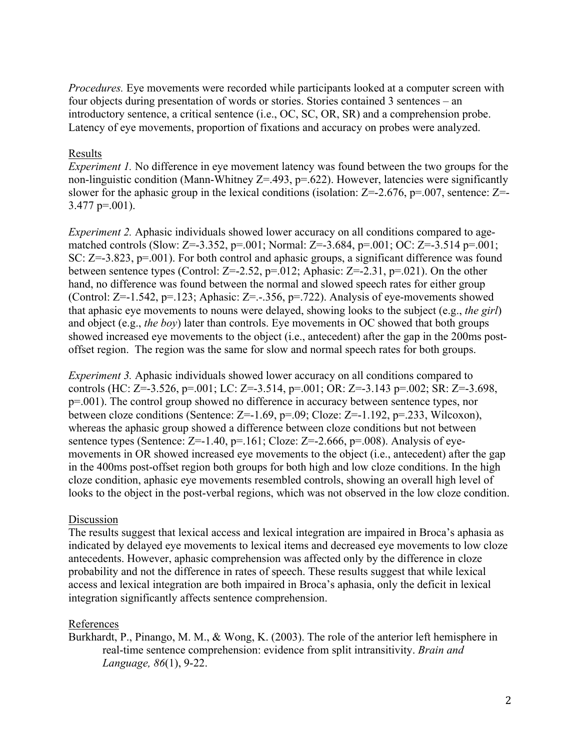*Procedures.* Eye movements were recorded while participants looked at a computer screen with four objects during presentation of words or stories. Stories contained 3 sentences – an introductory sentence, a critical sentence (i.e., OC, SC, OR, SR) and a comprehension probe. Latency of eye movements, proportion of fixations and accuracy on probes were analyzed.

## Results

*Experiment 1.* No difference in eye movement latency was found between the two groups for the non-linguistic condition (Mann-Whitney Z=.493, p=.622). However, latencies were significantly slower for the aphasic group in the lexical conditions (isolation: Z=-2.676, p=.007, sentence: Z=-3.477 p=.001).

*Experiment 2.* Aphasic individuals showed lower accuracy on all conditions compared to age-matched controls (Slow: Z=-3.352, p=.001; Normal: Z=-3.684, p=.001; OC: Z=-3.514 p=.001; SC: Z=-3.823, p=.001). For both control and aphasic groups, a significant difference was found between sentence types (Control: Z=-2.52, p=.012; Aphasic: Z=-2.31, p=.021). On the other hand, no difference was found between the normal and slowed speech rates for either group (Control: Z=-1.542, p=.123; Aphasic: Z=.-.356, p=.722). Analysis of eye-movements showed that aphasic eye movements to nouns were delayed, showing looks to the subject (e.g., *the girl*) and object (e.g., *the boy*) later than controls. Eye movements in OC showed that both groups showed increased eye movements to the object (i.e., antecedent) after the gap in the 200ms post-offset region. The region was the same for slow and normal speech rates for both groups.

*Experiment 3.* Aphasic individuals showed lower accuracy on all conditions compared to controls (HC: Z=-3.526, p=.001; LC: Z=-3.514, p=.001; OR: Z=-3.143 p=.002; SR: Z=-3.698, p=.001). The control group showed no difference in accuracy between sentence types, nor between cloze conditions (Sentence: Z=-1.69, p=.09; Cloze: Z=-1.192, p=.233, Wilcoxon), whereas the aphasic group showed a difference between cloze conditions but not between sentence types (Sentence: Z=-1.40, p=.161; Cloze: Z=-2.666, p=.008). Analysis of eye-movements in OR showed increased eye movements to the object (i.e., antecedent) after the gap in the 400ms post-offset region both groups for both high and low cloze conditions. In the high cloze condition, aphasic eye movements resembled controls, showing an overall high level of looks to the object in the post-verbal regions, which was not observed in the low cloze condition.

## Discussion

The results suggest that lexical access and lexical integration are impaired in Broca's aphasia as indicated by delayed eye movements to lexical items and decreased eye movements to low cloze antecedents. However, aphasic comprehension was affected only by the difference in cloze probability and not the difference in rates of speech. These results suggest that while lexical access and lexical integration are both impaired in Broca's aphasia, only the deficit in lexical integration significantly affects sentence comprehension.

## References

Burkhardt, P., Pinango, M. M., & Wong, K. (2003). The role of the anterior left hemisphere in real-time sentence comprehension: evidence from split intransitivity. *Brain and Language, 86*(1), 9-22.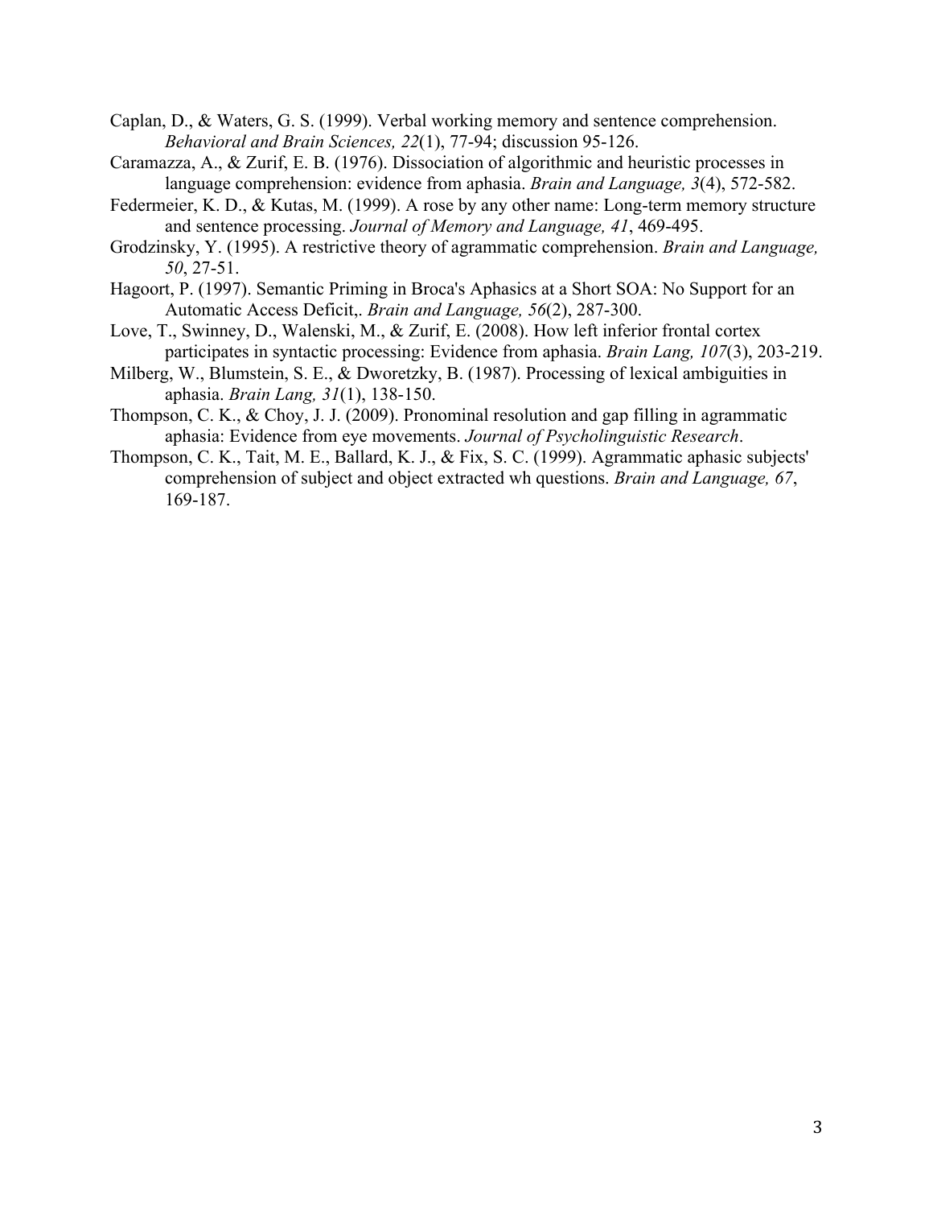Caplan, D., & Waters, G. S. (1999). Verbal working memory and sentence comprehension. *Behavioral and Brain Sciences, 22*(1), 77-94; discussion 95-126.

Caramazza, A., & Zurif, E. B. (1976). Dissociation of algorithmic and heuristic processes in language comprehension: evidence from aphasia. *Brain and Language, 3*(4), 572-582.

Federmeier, K. D., & Kutas, M. (1999). A rose by any other name: Long-term memory structure and sentence processing. *Journal of Memory and Language, 41*, 469-495.

Grodzinsky, Y. (1995). A restrictive theory of agrammatic comprehension. *Brain and Language, 50*, 27-51.

Hagoort, P. (1997). Semantic Priming in Broca's Aphasics at a Short SOA: No Support for an Automatic Access Deficit,. *Brain and Language, 56*(2), 287-300.

Love, T., Swinney, D., Walenski, M., & Zurif, E. (2008). How left inferior frontal cortex participates in syntactic processing: Evidence from aphasia. *Brain Lang, 107*(3), 203-219.

Milberg, W., Blumstein, S. E., & Dworetzky, B. (1987). Processing of lexical ambiguities in aphasia. *Brain Lang, 31*(1), 138-150.

Thompson, C. K., & Choy, J. J. (2009). Pronominal resolution and gap filling in agrammatic aphasia: Evidence from eye movements. *Journal of Psycholinguistic Research*.

Thompson, C. K., Tait, M. E., Ballard, K. J., & Fix, S. C. (1999). Agrammatic aphasic subjects' comprehension of subject and object extracted wh questions. *Brain and Language, 67*, 169-187.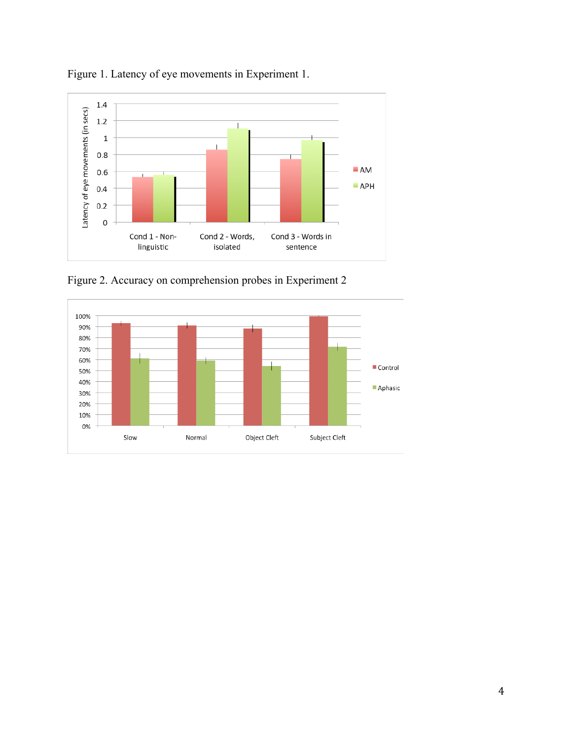Figure 1. Latency of eye movements in Experiment 1.

Figure 2. Accuracy on comprehension probes in Experiment 2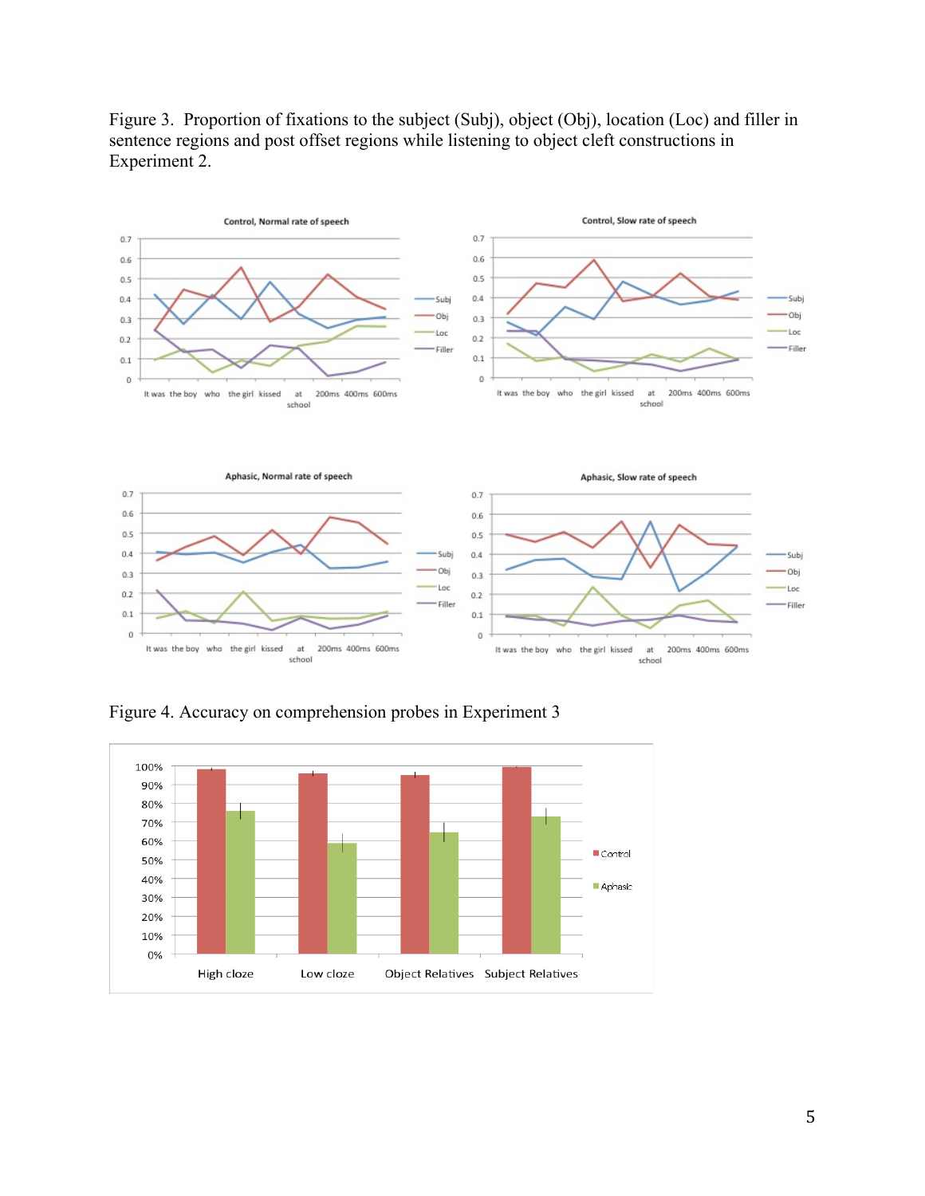Figure 3. Proportion of fixations to the subject (Subj), object (Obj), location (Loc) and filler in sentence regions and post offset regions while listening to object cleft constructions in Experiment 2.

Figure 4. Accuracy on comprehension probes in Experiment 3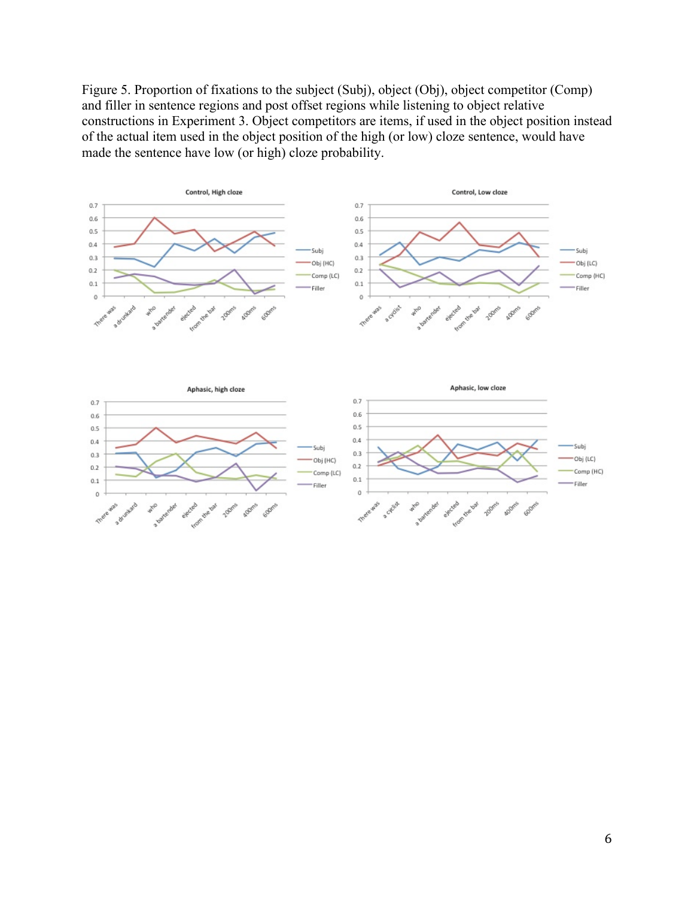Figure 5. Proportion of fixations to the subject (Subj), object (Obj), object competitor (Comp) and filler in sentence regions and post offset regions while listening to object relative constructions in Experiment 3. Object competitors are items, if used in the object position instead of the actual item used in the object position of the high (or low) cloze sentence, would have made the sentence have low (or high) cloze probability.

Control, High cloze

0.7
0.6
0.5
0.4
0.3
0.2
0.1
0

There was
a drunkard
who
a bartender
ejected
from the bar
200ms
400ms
600ms

Subj
Obj (HC)
Comp (LC)
Filler

Control, Low cloze

0.7
0.6
0.5
0.4
0.3
0.2
0.1
0

There was
a cyclist
who
a bartender
ejected
from the bar
200ms
400ms
600ms

Subj
Obj (LC)
Comp (HC)
Filler

Aphasic, high cloze

0.7
0.6
0.5
0.4
0.3
0.2
0.1
0

There was
a drunkard
who
a bartender
ejected
from the bar
200ms
400ms
600ms

Subj
Obj (HC)
Comp (LC)
Filler

Aphasic, low cloze

0.7
0.6
0.5
0.4
0.3
0.2
0.1
0

There was
a cyclist
who
a bartender
ejected
from the bar
200ms
400ms
600ms

Subj
Obj (LC)
Comp (HC)
Filler